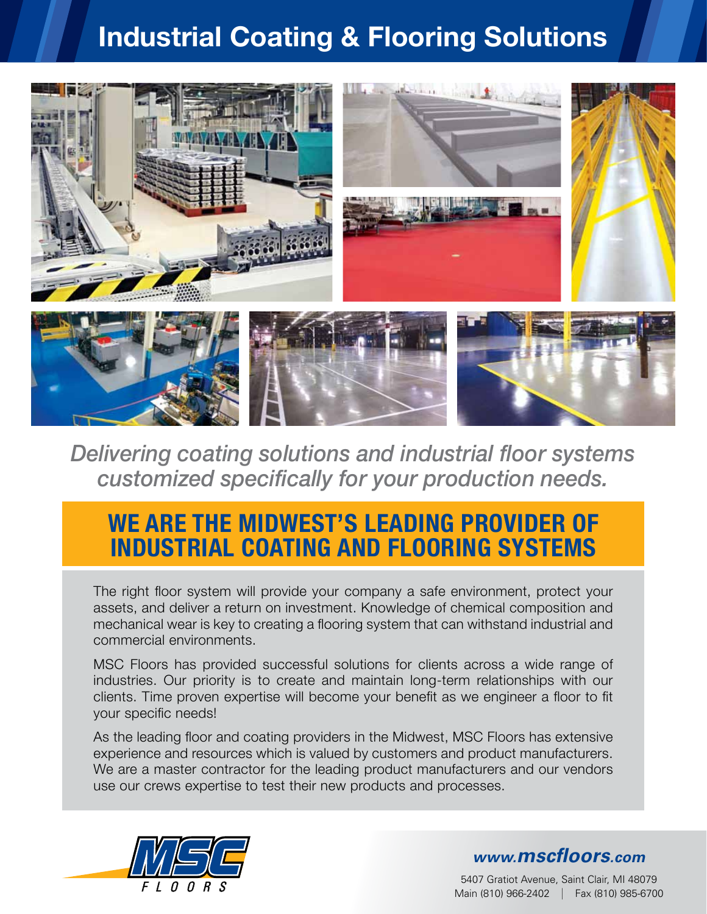# Industrial Coating & Flooring Solutions

*Delivering coating solutions and industrial floor systems customized specifically for your production needs.*

## WE ARE THE MIDWEST'S LEADING PROVIDER OF INDUSTRIAL COATING AND FLOORING SYSTEMS

The right floor system will provide your company a safe environment, protect your assets, and deliver a return on investment. Knowledge of chemical composition and mechanical wear is key to creating a flooring system that can withstand industrial and commercial environments.

MSC Floors has provided successful solutions for clients across a wide range of industries. Our priority is to create and maintain long-term relationships with our clients. Time proven expertise will become your benefit as we engineer a floor to fit your specific needs!

As the leading floor and coating providers in the Midwest, MSC Floors has extensive experience and resources which is valued by customers and product manufacturers. We are a master contractor for the leading product manufacturers and our vendors use our crews expertise to test their new products and processes.

MSC FLOORS

**www.mscfloors.com**

5407 Gratiot Avenue, Saint Clair, MI 48079
Main (810) 966-2402 | Fax (810) 985-6700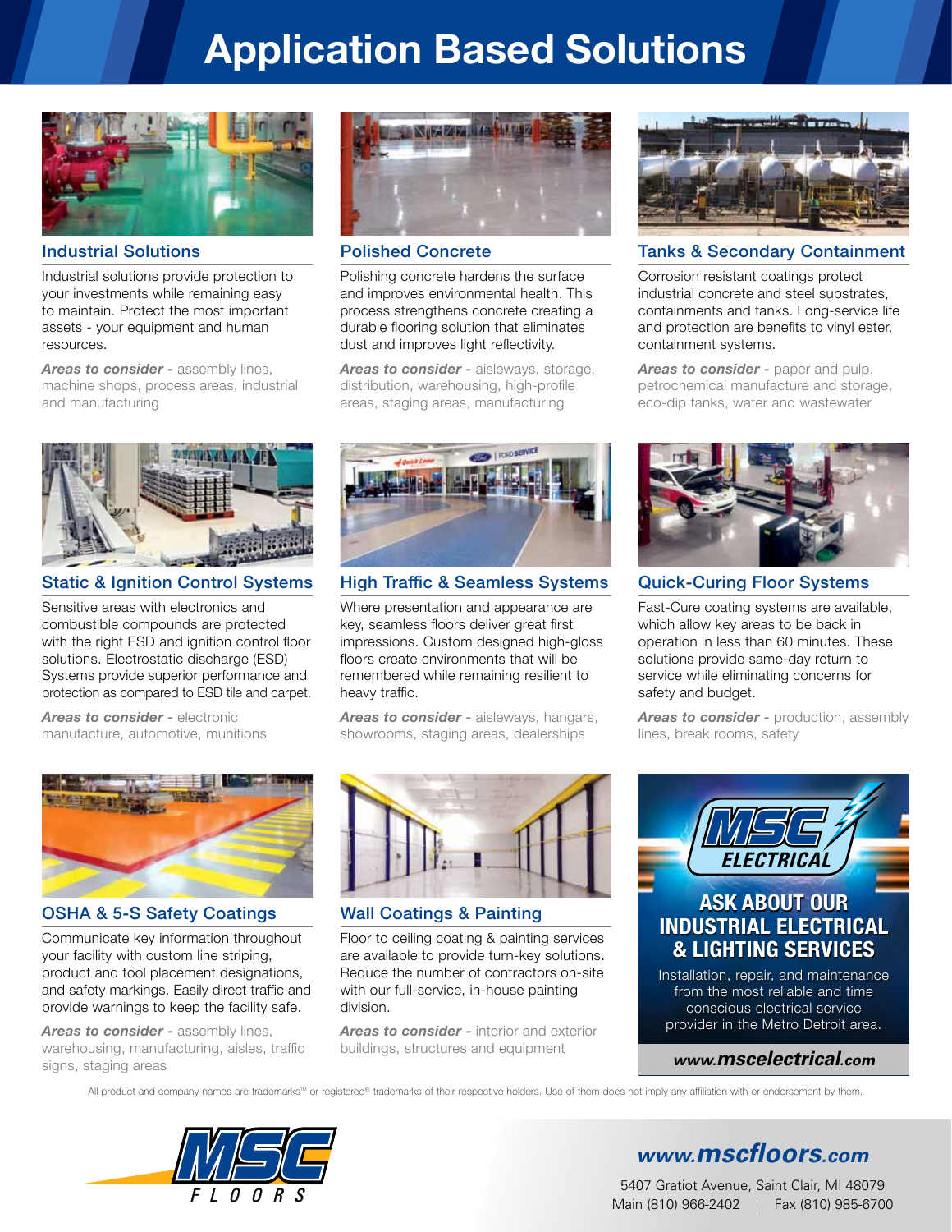# Application Based Solutions

## Industrial Solutions

Industrial solutions provide protection to your investments while remaining easy to maintain. Protect the most important assets - your equipment and human resources.

***Areas to consider -*** assembly lines, machine shops, process areas, industrial and manufacturing

## Polished Concrete

Polishing concrete hardens the surface and improves environmental health. This process strengthens concrete creating a durable flooring solution that eliminates dust and improves light reflectivity.

***Areas to consider -*** aisleways, storage, distribution, warehousing, high-profile areas, staging areas, manufacturing

## Tanks & Secondary Containment

Corrosion resistant coatings protect industrial concrete and steel substrates, containments and tanks. Long-service life and protection are benefits to vinyl ester, containment systems.

***Areas to consider -*** paper and pulp, petrochemical manufacture and storage, eco-dip tanks, water and wastewater

## Static & Ignition Control Systems

Sensitive areas with electronics and combustible compounds are protected with the right ESD and ignition control floor solutions. Electrostatic discharge (ESD) Systems provide superior performance and protection as compared to ESD tile and carpet.

***Areas to consider -*** electronic manufacture, automotive, munitions

## High Traffic & Seamless Systems

Where presentation and appearance are key, seamless floors deliver great first impressions. Custom designed high-gloss floors create environments that will be remembered while remaining resilient to heavy traffic.

***Areas to consider -*** aisleways, hangars, showrooms, staging areas, dealerships

## Quick-Curing Floor Systems

Fast-Cure coating systems are available, which allow key areas to be back in operation in less than 60 minutes. These solutions provide same-day return to service while eliminating concerns for safety and budget.

***Areas to consider -*** production, assembly lines, break rooms, safety

## OSHA & 5-S Safety Coatings

Communicate key information throughout your facility with custom line striping, product and tool placement designations, and safety markings. Easily direct traffic and provide warnings to keep the facility safe.

***Areas to consider -*** assembly lines, warehousing, manufacturing, aisles, traffic signs, staging areas

## Wall Coatings & Painting

Floor to ceiling coating & painting services are available to provide turn-key solutions. Reduce the number of contractors on-site with our full-service, in-house painting division.

***Areas to consider -*** interior and exterior buildings, structures and equipment

**MSC ELECTRICAL**

**ASK ABOUT OUR INDUSTRIAL ELECTRICAL & LIGHTING SERVICES**

Installation, repair, and maintenance from the most reliable and time conscious electrical service provider in the Metro Detroit area.

**www.mscelectrical.com**

All product and company names are trademarks™ or registered® trademarks of their respective holders. Use of them does not imply any affiliation with or endorsement by them.

**MSC FLOORS**

**www.mscfloors.com**

5407 Gratiot Avenue, Saint Clair, MI 48079

Main (810) 966-2402 | Fax (810) 985-6700